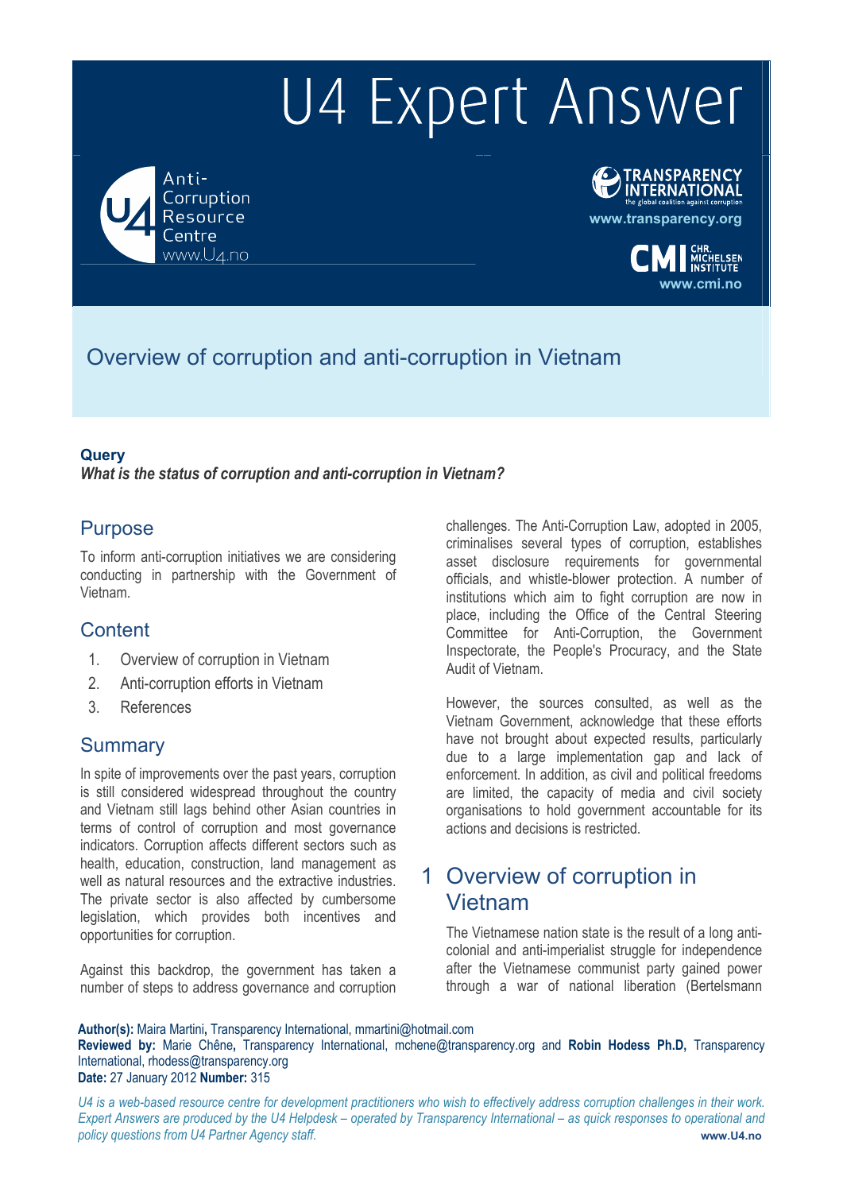# U4 Expert Answer

Anti-Corruption Resource Centre
www.U4.no

TRANSPARENCY INTERNATIONAL
the global coalition against corruption
www.transparency.org

CMI CHR. MICHELSEN INSTITUTE
www.cmi.no

## Overview of corruption and anti-corruption in Vietnam

**Query**

***What is the status of corruption and anti-corruption in Vietnam?***

## Purpose

To inform anti-corruption initiatives we are considering conducting in partnership with the Government of Vietnam.

## Content

1. Overview of corruption in Vietnam
2. Anti-corruption efforts in Vietnam
3. References

## Summary

In spite of improvements over the past years, corruption is still considered widespread throughout the country and Vietnam still lags behind other Asian countries in terms of control of corruption and most governance indicators. Corruption affects different sectors such as health, education, construction, land management as well as natural resources and the extractive industries. The private sector is also affected by cumbersome legislation, which provides both incentives and opportunities for corruption.

Against this backdrop, the government has taken a number of steps to address governance and corruption challenges. The Anti-Corruption Law, adopted in 2005, criminalises several types of corruption, establishes asset disclosure requirements for governmental officials, and whistle-blower protection. A number of institutions which aim to fight corruption are now in place, including the Office of the Central Steering Committee for Anti-Corruption, the Government Inspectorate, the People's Procuracy, and the State Audit of Vietnam.

However, the sources consulted, as well as the Vietnam Government, acknowledge that these efforts have not brought about expected results, particularly due to a large implementation gap and lack of enforcement. In addition, as civil and political freedoms are limited, the capacity of media and civil society organisations to hold government accountable for its actions and decisions is restricted.

## 1 Overview of corruption in Vietnam

The Vietnamese nation state is the result of a long anti-colonial and anti-imperialist struggle for independence after the Vietnamese communist party gained power through a war of national liberation (Bertelsmann

**Author(s):** Maira Martini, Transparency International, mmartini@hotmail.com
**Reviewed by:** Marie Chêne, Transparency International, mchene@transparency.org and **Robin Hodess Ph.D,** Transparency International, rhodess@transparency.org
**Date:** 27 January 2012 **Number:** 315

*U4 is a web-based resource centre for development practitioners who wish to effectively address corruption challenges in their work. Expert Answers are produced by the U4 Helpdesk – operated by Transparency International – as quick responses to operational and policy questions from U4 Partner Agency staff.*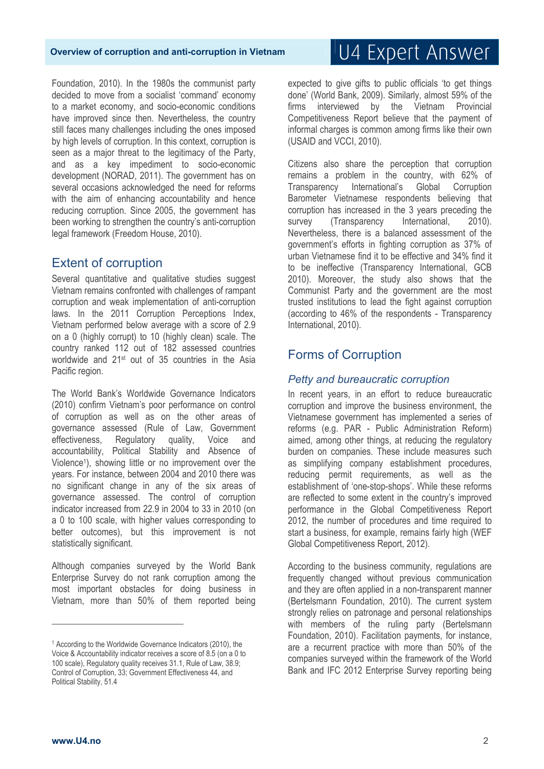Foundation, 2010). In the 1980s the communist party decided to move from a socialist 'command' economy to a market economy, and socio-economic conditions have improved since then. Nevertheless, the country still faces many challenges including the ones imposed by high levels of corruption. In this context, corruption is seen as a major threat to the legitimacy of the Party, and as a key impediment to socio-economic development (NORAD, 2011). The government has on several occasions acknowledged the need for reforms with the aim of enhancing accountability and hence reducing corruption. Since 2005, the government has been working to strengthen the country's anti-corruption legal framework (Freedom House, 2010).

## Extent of corruption

Several quantitative and qualitative studies suggest Vietnam remains confronted with challenges of rampant corruption and weak implementation of anti-corruption laws. In the 2011 Corruption Perceptions Index, Vietnam performed below average with a score of 2.9 on a 0 (highly corrupt) to 10 (highly clean) scale. The country ranked 112 out of 182 assessed countries worldwide and 21st out of 35 countries in the Asia Pacific region.

The World Bank's Worldwide Governance Indicators (2010) confirm Vietnam's poor performance on control of corruption as well as on the other areas of governance assessed (Rule of Law, Government effectiveness, Regulatory quality, Voice and accountability, Political Stability and Absence of Violence[1]), showing little or no improvement over the years. For instance, between 2004 and 2010 there was no significant change in any of the six areas of governance assessed. The control of corruption indicator increased from 22.9 in 2004 to 33 in 2010 (on a 0 to 100 scale, with higher values corresponding to better outcomes), but this improvement is not statistically significant.

Although companies surveyed by the World Bank Enterprise Survey do not rank corruption among the most important obstacles for doing business in Vietnam, more than 50% of them reported being expected to give gifts to public officials 'to get things done' (World Bank, 2009). Similarly, almost 59% of the firms interviewed by the Vietnam Provincial Competitiveness Report believe that the payment of informal charges is common among firms like their own (USAID and VCCI, 2010).

Citizens also share the perception that corruption remains a problem in the country, with 62% of Transparency International's Global Corruption Barometer Vietnamese respondents believing that corruption has increased in the 3 years preceding the survey (Transparency International, 2010). Nevertheless, there is a balanced assessment of the government's efforts in fighting corruption as 37% of urban Vietnamese find it to be effective and 34% find it to be ineffective (Transparency International, GCB 2010). Moreover, the study also shows that the Communist Party and the government are the most trusted institutions to lead the fight against corruption (according to 46% of the respondents - Transparency International, 2010).

## Forms of Corruption

### *Petty and bureaucratic corruption*

In recent years, in an effort to reduce bureaucratic corruption and improve the business environment, the Vietnamese government has implemented a series of reforms (e.g. PAR - Public Administration Reform) aimed, among other things, at reducing the regulatory burden on companies. These include measures such as simplifying company establishment procedures, reducing permit requirements, as well as the establishment of 'one-stop-shops'. While these reforms are reflected to some extent in the country's improved performance in the Global Competitiveness Report 2012, the number of procedures and time required to start a business, for example, remains fairly high (WEF Global Competitiveness Report, 2012).

According to the business community, regulations are frequently changed without previous communication and they are often applied in a non-transparent manner (Bertelsmann Foundation, 2010). The current system strongly relies on patronage and personal relationships with members of the ruling party (Bertelsmann Foundation, 2010). Facilitation payments, for instance, are a recurrent practice with more than 50% of the companies surveyed within the framework of the World Bank and IFC 2012 Enterprise Survey reporting being

---

[1] According to the Worldwide Governance Indicators (2010), the Voice & Accountability indicator receives a score of 8.5 (on a 0 to 100 scale), Regulatory quality receives 31.1, Rule of Law, 38.9; Control of Corruption, 33; Government Effectiveness 44, and Political Stability, 51.4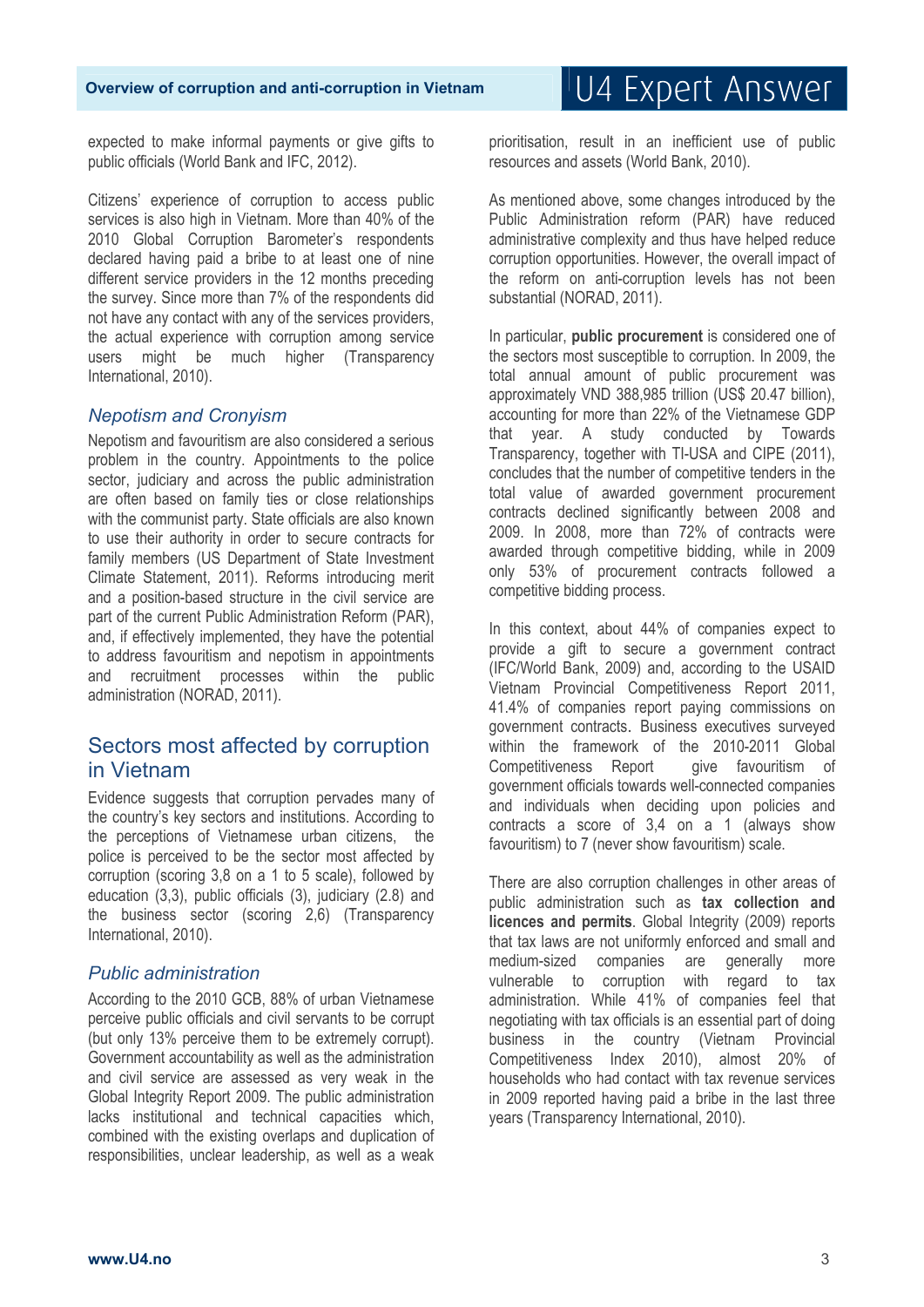expected to make informal payments or give gifts to public officials (World Bank and IFC, 2012).

Citizens' experience of corruption to access public services is also high in Vietnam. More than 40% of the 2010 Global Corruption Barometer's respondents declared having paid a bribe to at least one of nine different service providers in the 12 months preceding the survey. Since more than 7% of the respondents did not have any contact with any of the services providers, the actual experience with corruption among service users might be much higher (Transparency International, 2010).

### *Nepotism and Cronyism*

Nepotism and favouritism are also considered a serious problem in the country. Appointments to the police sector, judiciary and across the public administration are often based on family ties or close relationships with the communist party. State officials are also known to use their authority in order to secure contracts for family members (US Department of State Investment Climate Statement, 2011). Reforms introducing merit and a position-based structure in the civil service are part of the current Public Administration Reform (PAR), and, if effectively implemented, they have the potential to address favouritism and nepotism in appointments and recruitment processes within the public administration (NORAD, 2011).

## Sectors most affected by corruption in Vietnam

Evidence suggests that corruption pervades many of the country's key sectors and institutions. According to the perceptions of Vietnamese urban citizens, the police is perceived to be the sector most affected by corruption (scoring 3,8 on a 1 to 5 scale), followed by education (3,3), public officials (3), judiciary (2.8) and the business sector (scoring 2,6) (Transparency International, 2010).

### *Public administration*

According to the 2010 GCB, 88% of urban Vietnamese perceive public officials and civil servants to be corrupt (but only 13% perceive them to be extremely corrupt). Government accountability as well as the administration and civil service are assessed as very weak in the Global Integrity Report 2009. The public administration lacks institutional and technical capacities which, combined with the existing overlaps and duplication of responsibilities, unclear leadership, as well as a weak prioritisation, result in an inefficient use of public resources and assets (World Bank, 2010).

As mentioned above, some changes introduced by the Public Administration reform (PAR) have reduced administrative complexity and thus have helped reduce corruption opportunities. However, the overall impact of the reform on anti-corruption levels has not been substantial (NORAD, 2011).

In particular, **public procurement** is considered one of the sectors most susceptible to corruption. In 2009, the total annual amount of public procurement was approximately VND 388,985 trillion (US$ 20.47 billion), accounting for more than 22% of the Vietnamese GDP that year. A study conducted by Towards Transparency, together with TI-USA and CIPE (2011), concludes that the number of competitive tenders in the total value of awarded government procurement contracts declined significantly between 2008 and 2009. In 2008, more than 72% of contracts were awarded through competitive bidding, while in 2009 only 53% of procurement contracts followed a competitive bidding process.

In this context, about 44% of companies expect to provide a gift to secure a government contract (IFC/World Bank, 2009) and, according to the USAID Vietnam Provincial Competitiveness Report 2011, 41.4% of companies report paying commissions on government contracts. Business executives surveyed within the framework of the 2010-2011 Global Competitiveness Report give favouritism of government officials towards well-connected companies and individuals when deciding upon policies and contracts a score of 3,4 on a 1 (always show favouritism) to 7 (never show favouritism) scale.

There are also corruption challenges in other areas of public administration such as **tax collection and licences and permits**. Global Integrity (2009) reports that tax laws are not uniformly enforced and small and medium-sized companies are generally more vulnerable to corruption with regard to tax administration. While 41% of companies feel that negotiating with tax officials is an essential part of doing business in the country (Vietnam Provincial Competitiveness Index 2010), almost 20% of households who had contact with tax revenue services in 2009 reported having paid a bribe in the last three years (Transparency International, 2010).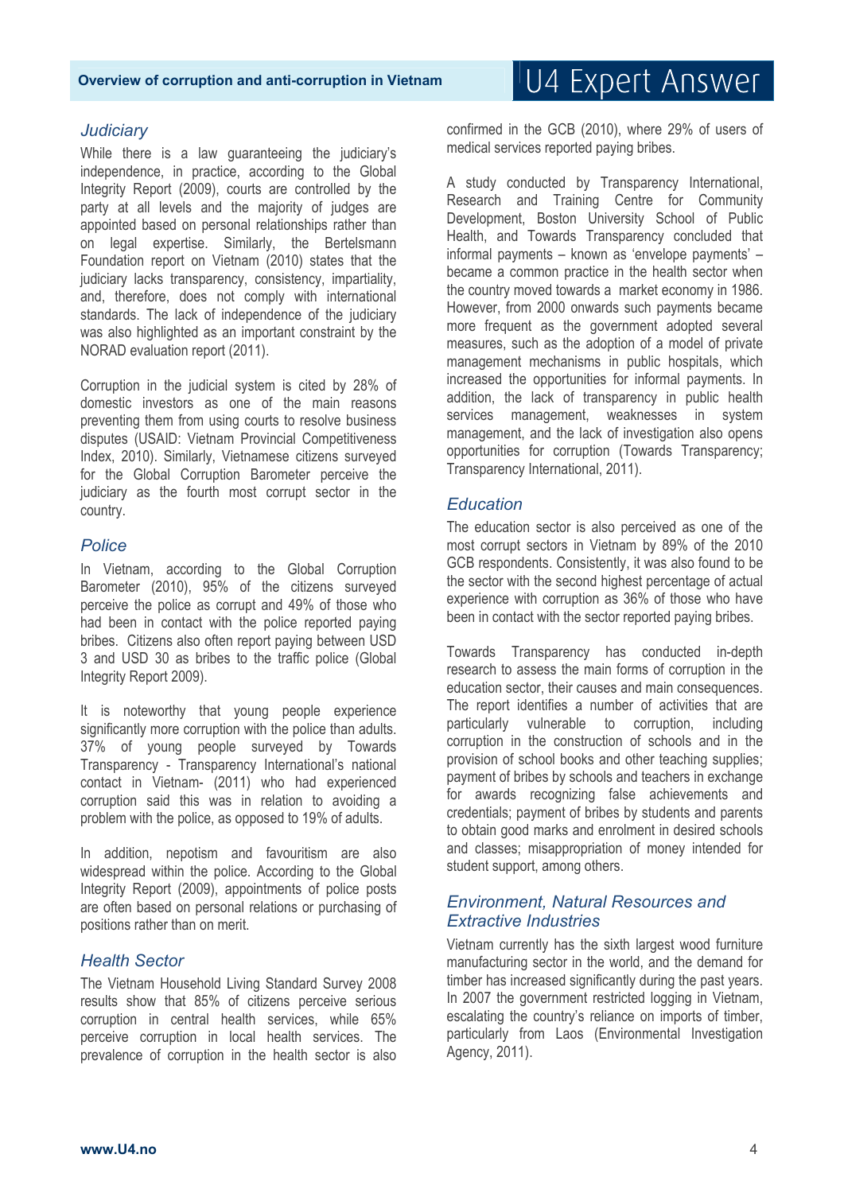### *Judiciary*

While there is a law guaranteeing the judiciary's independence, in practice, according to the Global Integrity Report (2009), courts are controlled by the party at all levels and the majority of judges are appointed based on personal relationships rather than on legal expertise. Similarly, the Bertelsmann Foundation report on Vietnam (2010) states that the judiciary lacks transparency, consistency, impartiality, and, therefore, does not comply with international standards. The lack of independence of the judiciary was also highlighted as an important constraint by the NORAD evaluation report (2011).

Corruption in the judicial system is cited by 28% of domestic investors as one of the main reasons preventing them from using courts to resolve business disputes (USAID: Vietnam Provincial Competitiveness Index, 2010). Similarly, Vietnamese citizens surveyed for the Global Corruption Barometer perceive the judiciary as the fourth most corrupt sector in the country.

### *Police*

In Vietnam, according to the Global Corruption Barometer (2010), 95% of the citizens surveyed perceive the police as corrupt and 49% of those who had been in contact with the police reported paying bribes. Citizens also often report paying between USD 3 and USD 30 as bribes to the traffic police (Global Integrity Report 2009).

It is noteworthy that young people experience significantly more corruption with the police than adults. 37% of young people surveyed by Towards Transparency - Transparency International's national contact in Vietnam- (2011) who had experienced corruption said this was in relation to avoiding a problem with the police, as opposed to 19% of adults.

In addition, nepotism and favouritism are also widespread within the police. According to the Global Integrity Report (2009), appointments of police posts are often based on personal relations or purchasing of positions rather than on merit.

### *Health Sector*

The Vietnam Household Living Standard Survey 2008 results show that 85% of citizens perceive serious corruption in central health services, while 65% perceive corruption in local health services. The prevalence of corruption in the health sector is also confirmed in the GCB (2010), where 29% of users of medical services reported paying bribes.

A study conducted by Transparency International, Research and Training Centre for Community Development, Boston University School of Public Health, and Towards Transparency concluded that informal payments – known as 'envelope payments' – became a common practice in the health sector when the country moved towards a market economy in 1986. However, from 2000 onwards such payments became more frequent as the government adopted several measures, such as the adoption of a model of private management mechanisms in public hospitals, which increased the opportunities for informal payments. In addition, the lack of transparency in public health services management, weaknesses in system management, and the lack of investigation also opens opportunities for corruption (Towards Transparency; Transparency International, 2011).

### *Education*

The education sector is also perceived as one of the most corrupt sectors in Vietnam by 89% of the 2010 GCB respondents. Consistently, it was also found to be the sector with the second highest percentage of actual experience with corruption as 36% of those who have been in contact with the sector reported paying bribes.

Towards Transparency has conducted in-depth research to assess the main forms of corruption in the education sector, their causes and main consequences. The report identifies a number of activities that are particularly vulnerable to corruption, including corruption in the construction of schools and in the provision of school books and other teaching supplies; payment of bribes by schools and teachers in exchange for awards recognizing false achievements and credentials; payment of bribes by students and parents to obtain good marks and enrolment in desired schools and classes; misappropriation of money intended for student support, among others.

### *Environment, Natural Resources and Extractive Industries*

Vietnam currently has the sixth largest wood furniture manufacturing sector in the world, and the demand for timber has increased significantly during the past years. In 2007 the government restricted logging in Vietnam, escalating the country's reliance on imports of timber, particularly from Laos (Environmental Investigation Agency, 2011).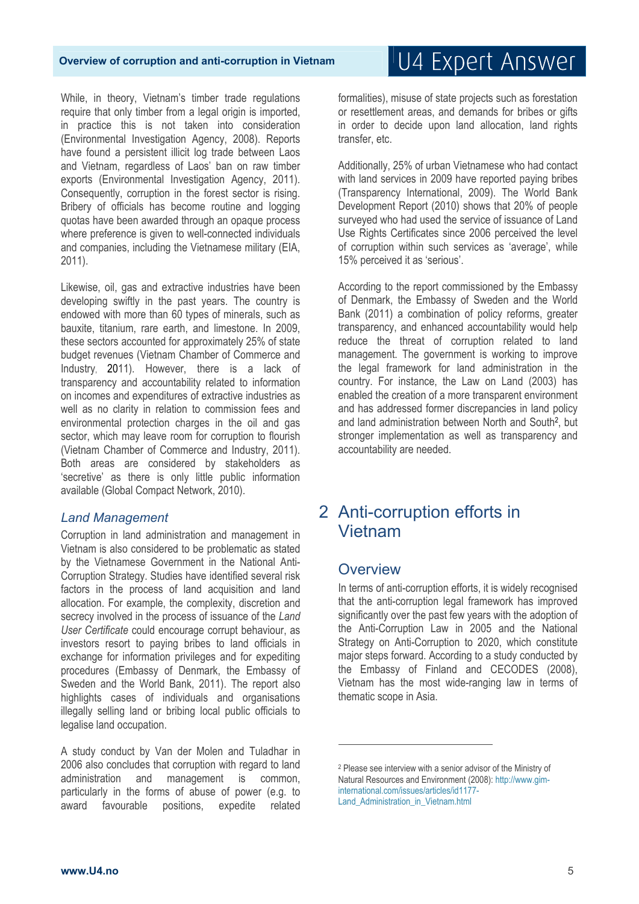While, in theory, Vietnam's timber trade regulations require that only timber from a legal origin is imported, in practice this is not taken into consideration (Environmental Investigation Agency, 2008). Reports have found a persistent illicit log trade between Laos and Vietnam, regardless of Laos' ban on raw timber exports (Environmental Investigation Agency, 2011). Consequently, corruption in the forest sector is rising. Bribery of officials has become routine and logging quotas have been awarded through an opaque process where preference is given to well-connected individuals and companies, including the Vietnamese military (EIA, 2011).

Likewise, oil, gas and extractive industries have been developing swiftly in the past years. The country is endowed with more than 60 types of minerals, such as bauxite, titanium, rare earth, and limestone. In 2009, these sectors accounted for approximately 25% of state budget revenues (Vietnam Chamber of Commerce and Industry, 2011). However, there is a lack of transparency and accountability related to information on incomes and expenditures of extractive industries as well as no clarity in relation to commission fees and environmental protection charges in the oil and gas sector, which may leave room for corruption to flourish (Vietnam Chamber of Commerce and Industry, 2011). Both areas are considered by stakeholders as 'secretive' as there is only little public information available (Global Compact Network, 2010).

### *Land Management*

Corruption in land administration and management in Vietnam is also considered to be problematic as stated by the Vietnamese Government in the National Anti-Corruption Strategy. Studies have identified several risk factors in the process of land acquisition and land allocation. For example, the complexity, discretion and secrecy involved in the process of issuance of the *Land User Certificate* could encourage corrupt behaviour, as investors resort to paying bribes to land officials in exchange for information privileges and for expediting procedures (Embassy of Denmark, the Embassy of Sweden and the World Bank, 2011). The report also highlights cases of individuals and organisations illegally selling land or bribing local public officials to legalise land occupation.

A study conduct by Van der Molen and Tuladhar in 2006 also concludes that corruption with regard to land administration and management is common, particularly in the forms of abuse of power (e.g. to award favourable positions, expedite related formalities), misuse of state projects such as forestation or resettlement areas, and demands for bribes or gifts in order to decide upon land allocation, land rights transfer, etc.

Additionally, 25% of urban Vietnamese who had contact with land services in 2009 have reported paying bribes (Transparency International, 2009). The World Bank Development Report (2010) shows that 20% of people surveyed who had used the service of issuance of Land Use Rights Certificates since 2006 perceived the level of corruption within such services as 'average', while 15% perceived it as 'serious'.

According to the report commissioned by the Embassy of Denmark, the Embassy of Sweden and the World Bank (2011) a combination of policy reforms, greater transparency, and enhanced accountability would help reduce the threat of corruption related to land management. The government is working to improve the legal framework for land administration in the country. For instance, the Law on Land (2003) has enabled the creation of a more transparent environment and has addressed former discrepancies in land policy and land administration between North and South[2], but stronger implementation as well as transparency and accountability are needed.

## 2 Anti-corruption efforts in Vietnam

### Overview

In terms of anti-corruption efforts, it is widely recognised that the anti-corruption legal framework has improved significantly over the past few years with the adoption of the Anti-Corruption Law in 2005 and the National Strategy on Anti-Corruption to 2020, which constitute major steps forward. According to a study conducted by the Embassy of Finland and CECODES (2008), Vietnam has the most wide-ranging law in terms of thematic scope in Asia.

---

[2] Please see interview with a senior advisor of the Ministry of Natural Resources and Environment (2008): http://www.gim-international.com/issues/articles/id1177-Land_Administration_in_Vietnam.html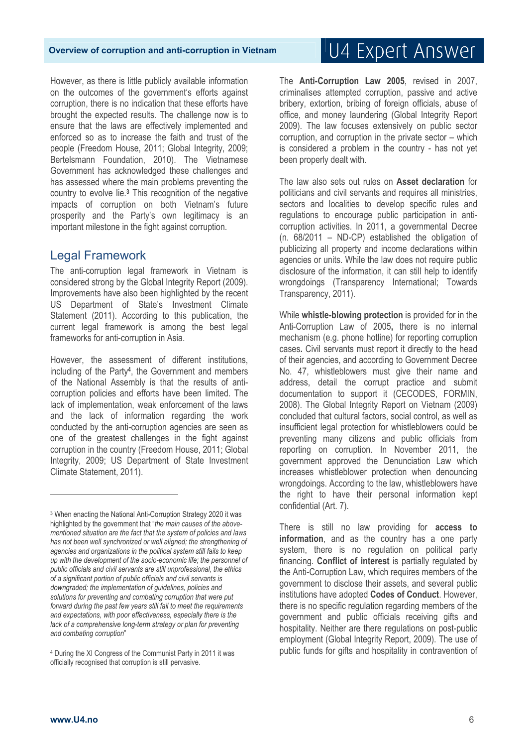However, as there is little publicly available information on the outcomes of the government's efforts against corruption, there is no indication that these efforts have brought the expected results. The challenge now is to ensure that the laws are effectively implemented and enforced so as to increase the faith and trust of the people (Freedom House, 2011; Global Integrity, 2009; Bertelsmann Foundation, 2010). The Vietnamese Government has acknowledged these challenges and has assessed where the main problems preventing the country to evolve lie.[3] This recognition of the negative impacts of corruption on both Vietnam's future prosperity and the Party's own legitimacy is an important milestone in the fight against corruption.

## Legal Framework

The anti-corruption legal framework in Vietnam is considered strong by the Global Integrity Report (2009). Improvements have also been highlighted by the recent US Department of State's Investment Climate Statement (2011). According to this publication, the current legal framework is among the best legal frameworks for anti-corruption in Asia.

However, the assessment of different institutions, including of the Party[4], the Government and members of the National Assembly is that the results of anti-corruption policies and efforts have been limited. The lack of implementation, weak enforcement of the laws and the lack of information regarding the work conducted by the anti-corruption agencies are seen as one of the greatest challenges in the fight against corruption in the country (Freedom House, 2011; Global Integrity, 2009; US Department of State Investment Climate Statement, 2011).

The **Anti-Corruption Law 2005**, revised in 2007, criminalises attempted corruption, passive and active bribery, extortion, bribing of foreign officials, abuse of office, and money laundering (Global Integrity Report 2009). The law focuses extensively on public sector corruption, and corruption in the private sector – which is considered a problem in the country - has not yet been properly dealt with.

The law also sets out rules on **Asset declaration** for politicians and civil servants and requires all ministries, sectors and localities to develop specific rules and regulations to encourage public participation in anti-corruption activities. In 2011, a governmental Decree (n. 68/2011 – ND-CP) established the obligation of publicizing all property and income declarations within agencies or units. While the law does not require public disclosure of the information, it can still help to identify wrongdoings (Transparency International; Towards Transparency, 2011).

While **whistle-blowing protection** is provided for in the Anti-Corruption Law of 2005**,** there is no internal mechanism (e.g. phone hotline) for reporting corruption cases**.** Civil servants must report it directly to the head of their agencies, and according to Government Decree No. 47, whistleblowers must give their name and address, detail the corrupt practice and submit documentation to support it (CECODES, FORMIN, 2008). The Global Integrity Report on Vietnam (2009) concluded that cultural factors, social control, as well as insufficient legal protection for whistleblowers could be preventing many citizens and public officials from reporting on corruption. In November 2011, the government approved the Denunciation Law which increases whistleblower protection when denouncing wrongdoings. According to the law, whistleblowers have the right to have their personal information kept confidential (Art. 7).

There is still no law providing for **access to information**, and as the country has a one party system, there is no regulation on political party financing. **Conflict of interest** is partially regulated by the Anti-Corruption Law, which requires members of the government to disclose their assets, and several public institutions have adopted **Codes of Conduct**. However, there is no specific regulation regarding members of the government and public officials receiving gifts and hospitality. Neither are there regulations on post-public employment (Global Integrity Report, 2009). The use of public funds for gifts and hospitality in contravention of

---

[3] When enacting the National Anti-Corruption Strategy 2020 it was highlighted by the government that "*the main causes of the above-mentioned situation are the fact that the system of policies and laws has not been well synchronized or well aligned; the strengthening of agencies and organizations in the political system still fails to keep up with the development of the socio-economic life; the personnel of public officials and civil servants are still unprofessional, the ethics of a significant portion of public officials and civil servants is downgraded; the implementation of guidelines, policies and solutions for preventing and combating corruption that were put forward during the past few years still fail to meet the requirements and expectations, with poor effectiveness, especially there is the lack of a comprehensive long-term strategy or plan for preventing and combating corruption*"

[4] During the XI Congress of the Communist Party in 2011 it was officially recognised that corruption is still pervasive.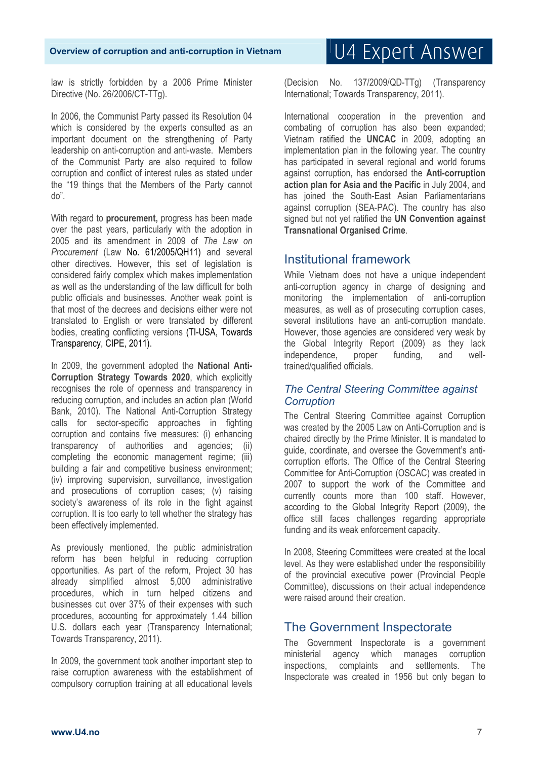law is strictly forbidden by a 2006 Prime Minister Directive (No. 26/2006/CT-TTg).

In 2006, the Communist Party passed its Resolution 04 which is considered by the experts consulted as an important document on the strengthening of Party leadership on anti-corruption and anti-waste. Members of the Communist Party are also required to follow corruption and conflict of interest rules as stated under the "19 things that the Members of the Party cannot do".

With regard to **procurement,** progress has been made over the past years, particularly with the adoption in 2005 and its amendment in 2009 of *The Law on Procurement* (Law No. 61/2005/QH11) and several other directives. However, this set of legislation is considered fairly complex which makes implementation as well as the understanding of the law difficult for both public officials and businesses. Another weak point is that most of the decrees and decisions either were not translated to English or were translated by different bodies, creating conflicting versions (TI-USA, Towards Transparency, CIPE, 2011).

In 2009, the government adopted the **National Anti-Corruption Strategy Towards 2020**, which explicitly recognises the role of openness and transparency in reducing corruption, and includes an action plan (World Bank, 2010). The National Anti-Corruption Strategy calls for sector-specific approaches in fighting corruption and contains five measures: (i) enhancing transparency of authorities and agencies; (ii) completing the economic management regime; (iii) building a fair and competitive business environment; (iv) improving supervision, surveillance, investigation and prosecutions of corruption cases; (v) raising society's awareness of its role in the fight against corruption. It is too early to tell whether the strategy has been effectively implemented.

As previously mentioned, the public administration reform has been helpful in reducing corruption opportunities. As part of the reform, Project 30 has already simplified almost 5,000 administrative procedures, which in turn helped citizens and businesses cut over 37% of their expenses with such procedures, accounting for approximately 1.44 billion U.S. dollars each year (Transparency International; Towards Transparency, 2011).

In 2009, the government took another important step to raise corruption awareness with the establishment of compulsory corruption training at all educational levels (Decision No. 137/2009/QD-TTg) (Transparency International; Towards Transparency, 2011).

International cooperation in the prevention and combating of corruption has also been expanded; Vietnam ratified the **UNCAC** in 2009, adopting an implementation plan in the following year. The country has participated in several regional and world forums against corruption, has endorsed the **Anti-corruption action plan for Asia and the Pacific** in July 2004, and has joined the South-East Asian Parliamentarians against corruption (SEA-PAC). The country has also signed but not yet ratified the **UN Convention against Transnational Organised Crime**.

## Institutional framework

While Vietnam does not have a unique independent anti-corruption agency in charge of designing and monitoring the implementation of anti-corruption measures, as well as of prosecuting corruption cases, several institutions have an anti-corruption mandate. However, those agencies are considered very weak by the Global Integrity Report (2009) as they lack independence, proper funding, and well-trained/qualified officials.

### *The Central Steering Committee against Corruption*

The Central Steering Committee against Corruption was created by the 2005 Law on Anti-Corruption and is chaired directly by the Prime Minister. It is mandated to guide, coordinate, and oversee the Government's anti-corruption efforts. The Office of the Central Steering Committee for Anti-Corruption (OSCAC) was created in 2007 to support the work of the Committee and currently counts more than 100 staff. However, according to the Global Integrity Report (2009), the office still faces challenges regarding appropriate funding and its weak enforcement capacity.

In 2008, Steering Committees were created at the local level. As they were established under the responsibility of the provincial executive power (Provincial People Committee), discussions on their actual independence were raised around their creation.

## The Government Inspectorate

The Government Inspectorate is a government ministerial agency which manages corruption inspections, complaints and settlements. The Inspectorate was created in 1956 but only began to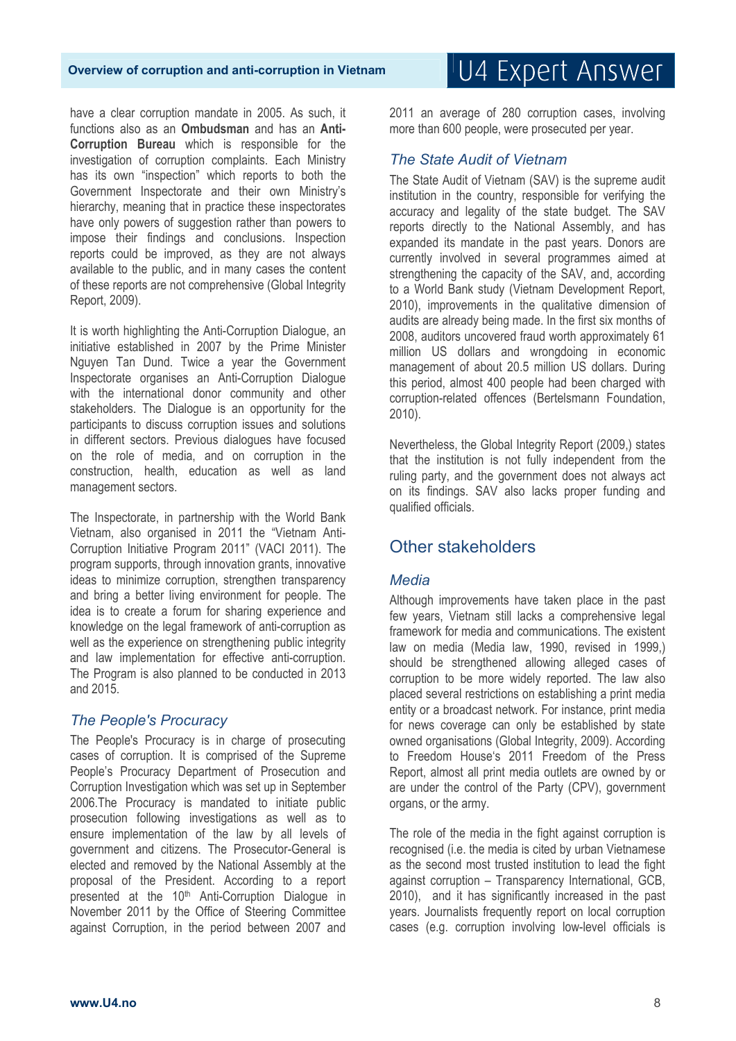have a clear corruption mandate in 2005. As such, it functions also as an **Ombudsman** and has an **Anti-Corruption Bureau** which is responsible for the investigation of corruption complaints. Each Ministry has its own "inspection" which reports to both the Government Inspectorate and their own Ministry's hierarchy, meaning that in practice these inspectorates have only powers of suggestion rather than powers to impose their findings and conclusions. Inspection reports could be improved, as they are not always available to the public, and in many cases the content of these reports are not comprehensive (Global Integrity Report, 2009).

It is worth highlighting the Anti-Corruption Dialogue, an initiative established in 2007 by the Prime Minister Nguyen Tan Dund. Twice a year the Government Inspectorate organises an Anti-Corruption Dialogue with the international donor community and other stakeholders. The Dialogue is an opportunity for the participants to discuss corruption issues and solutions in different sectors. Previous dialogues have focused on the role of media, and on corruption in the construction, health, education as well as land management sectors.

The Inspectorate, in partnership with the World Bank Vietnam, also organised in 2011 the "Vietnam Anti-Corruption Initiative Program 2011" (VACI 2011). The program supports, through innovation grants, innovative ideas to minimize corruption, strengthen transparency and bring a better living environment for people. The idea is to create a forum for sharing experience and knowledge on the legal framework of anti-corruption as well as the experience on strengthening public integrity and law implementation for effective anti-corruption. The Program is also planned to be conducted in 2013 and 2015.

### *The People's Procuracy*

The People's Procuracy is in charge of prosecuting cases of corruption. It is comprised of the Supreme People's Procuracy Department of Prosecution and Corruption Investigation which was set up in September 2006.The Procuracy is mandated to initiate public prosecution following investigations as well as to ensure implementation of the law by all levels of government and citizens. The Prosecutor-General is elected and removed by the National Assembly at the proposal of the President. According to a report presented at the 10th Anti-Corruption Dialogue in November 2011 by the Office of Steering Committee against Corruption, in the period between 2007 and 2011 an average of 280 corruption cases, involving more than 600 people, were prosecuted per year.

### *The State Audit of Vietnam*

The State Audit of Vietnam (SAV) is the supreme audit institution in the country, responsible for verifying the accuracy and legality of the state budget. The SAV reports directly to the National Assembly, and has expanded its mandate in the past years. Donors are currently involved in several programmes aimed at strengthening the capacity of the SAV, and, according to a World Bank study (Vietnam Development Report, 2010), improvements in the qualitative dimension of audits are already being made. In the first six months of 2008, auditors uncovered fraud worth approximately 61 million US dollars and wrongdoing in economic management of about 20.5 million US dollars. During this period, almost 400 people had been charged with corruption-related offences (Bertelsmann Foundation, 2010).

Nevertheless, the Global Integrity Report (2009,) states that the institution is not fully independent from the ruling party, and the government does not always act on its findings. SAV also lacks proper funding and qualified officials.

## Other stakeholders

### *Media*

Although improvements have taken place in the past few years, Vietnam still lacks a comprehensive legal framework for media and communications. The existent law on media (Media law, 1990, revised in 1999,) should be strengthened allowing alleged cases of corruption to be more widely reported. The law also placed several restrictions on establishing a print media entity or a broadcast network. For instance, print media for news coverage can only be established by state owned organisations (Global Integrity, 2009). According to Freedom House's 2011 Freedom of the Press Report, almost all print media outlets are owned by or are under the control of the Party (CPV), government organs, or the army.

The role of the media in the fight against corruption is recognised (i.e. the media is cited by urban Vietnamese as the second most trusted institution to lead the fight against corruption – Transparency International, GCB, 2010), and it has significantly increased in the past years. Journalists frequently report on local corruption cases (e.g. corruption involving low-level officials is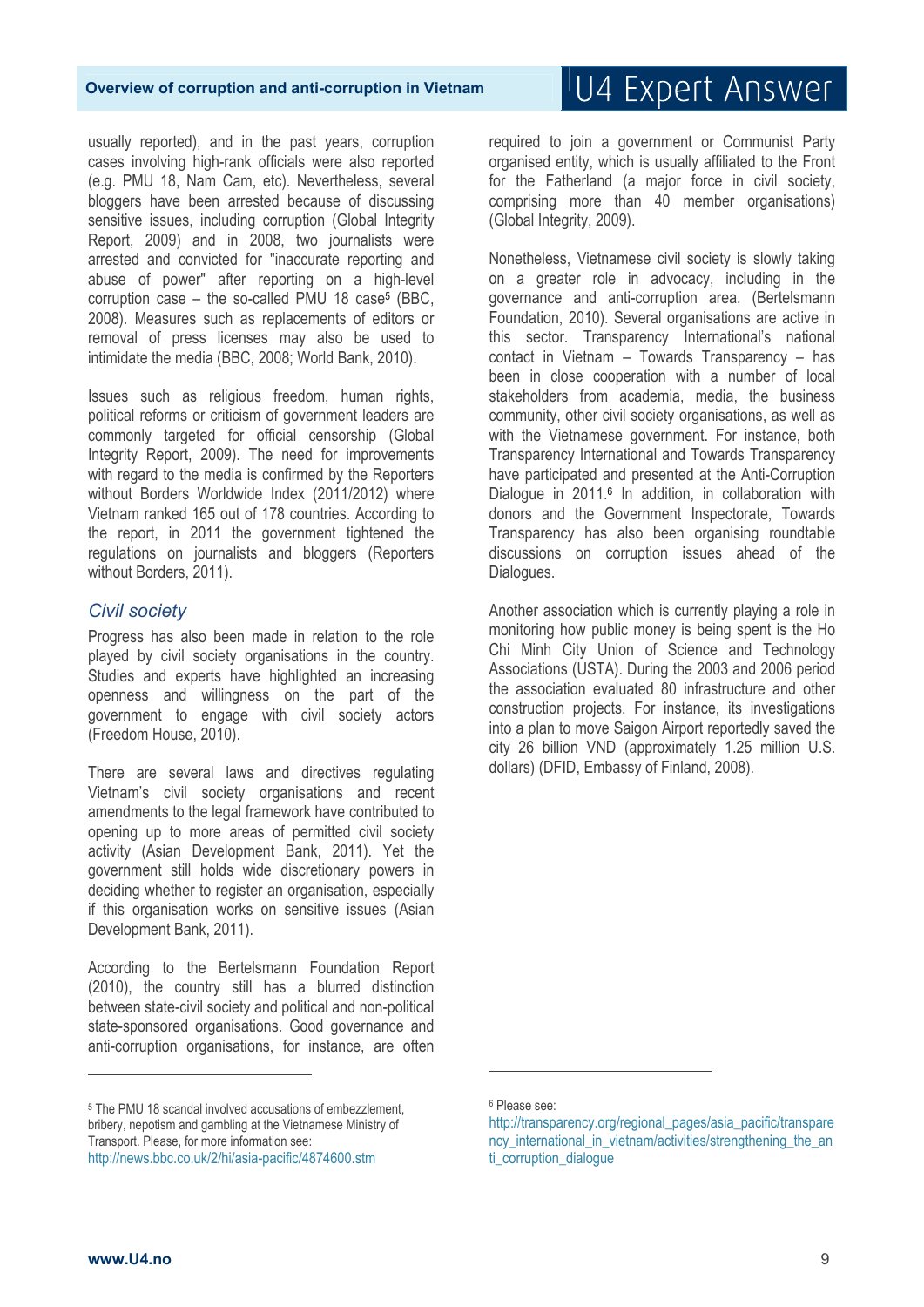usually reported), and in the past years, corruption cases involving high-rank officials were also reported (e.g. PMU 18, Nam Cam, etc). Nevertheless, several bloggers have been arrested because of discussing sensitive issues, including corruption (Global Integrity Report, 2009) and in 2008, two journalists were arrested and convicted for "inaccurate reporting and abuse of power" after reporting on a high-level corruption case – the so-called PMU 18 case[5] (BBC, 2008). Measures such as replacements of editors or removal of press licenses may also be used to intimidate the media (BBC, 2008; World Bank, 2010).

Issues such as religious freedom, human rights, political reforms or criticism of government leaders are commonly targeted for official censorship (Global Integrity Report, 2009). The need for improvements with regard to the media is confirmed by the Reporters without Borders Worldwide Index (2011/2012) where Vietnam ranked 165 out of 178 countries. According to the report, in 2011 the government tightened the regulations on journalists and bloggers (Reporters without Borders, 2011).

### *Civil society*

Progress has also been made in relation to the role played by civil society organisations in the country. Studies and experts have highlighted an increasing openness and willingness on the part of the government to engage with civil society actors (Freedom House, 2010).

There are several laws and directives regulating Vietnam's civil society organisations and recent amendments to the legal framework have contributed to opening up to more areas of permitted civil society activity (Asian Development Bank, 2011). Yet the government still holds wide discretionary powers in deciding whether to register an organisation, especially if this organisation works on sensitive issues (Asian Development Bank, 2011).

According to the Bertelsmann Foundation Report (2010), the country still has a blurred distinction between state-civil society and political and non-political state-sponsored organisations. Good governance and anti-corruption organisations, for instance, are often required to join a government or Communist Party organised entity, which is usually affiliated to the Front for the Fatherland (a major force in civil society, comprising more than 40 member organisations) (Global Integrity, 2009).

Nonetheless, Vietnamese civil society is slowly taking on a greater role in advocacy, including in the governance and anti-corruption area. (Bertelsmann Foundation, 2010). Several organisations are active in this sector. Transparency International's national contact in Vietnam – Towards Transparency – has been in close cooperation with a number of local stakeholders from academia, media, the business community, other civil society organisations, as well as with the Vietnamese government. For instance, both Transparency International and Towards Transparency have participated and presented at the Anti-Corruption Dialogue in 2011.[6] In addition, in collaboration with donors and the Government Inspectorate, Towards Transparency has also been organising roundtable discussions on corruption issues ahead of the Dialogues.

Another association which is currently playing a role in monitoring how public money is being spent is the Ho Chi Minh City Union of Science and Technology Associations (USTA). During the 2003 and 2006 period the association evaluated 80 infrastructure and other construction projects. For instance, its investigations into a plan to move Saigon Airport reportedly saved the city 26 billion VND (approximately 1.25 million U.S. dollars) (DFID, Embassy of Finland, 2008).

---

[5] The PMU 18 scandal involved accusations of embezzlement, bribery, nepotism and gambling at the Vietnamese Ministry of Transport. Please, for more information see: http://news.bbc.co.uk/2/hi/asia-pacific/4874600.stm

[6] Please see: http://transparency.org/regional_pages/asia_pacific/transparency_international_in_vietnam/activities/strengthening_the_anti_corruption_dialogue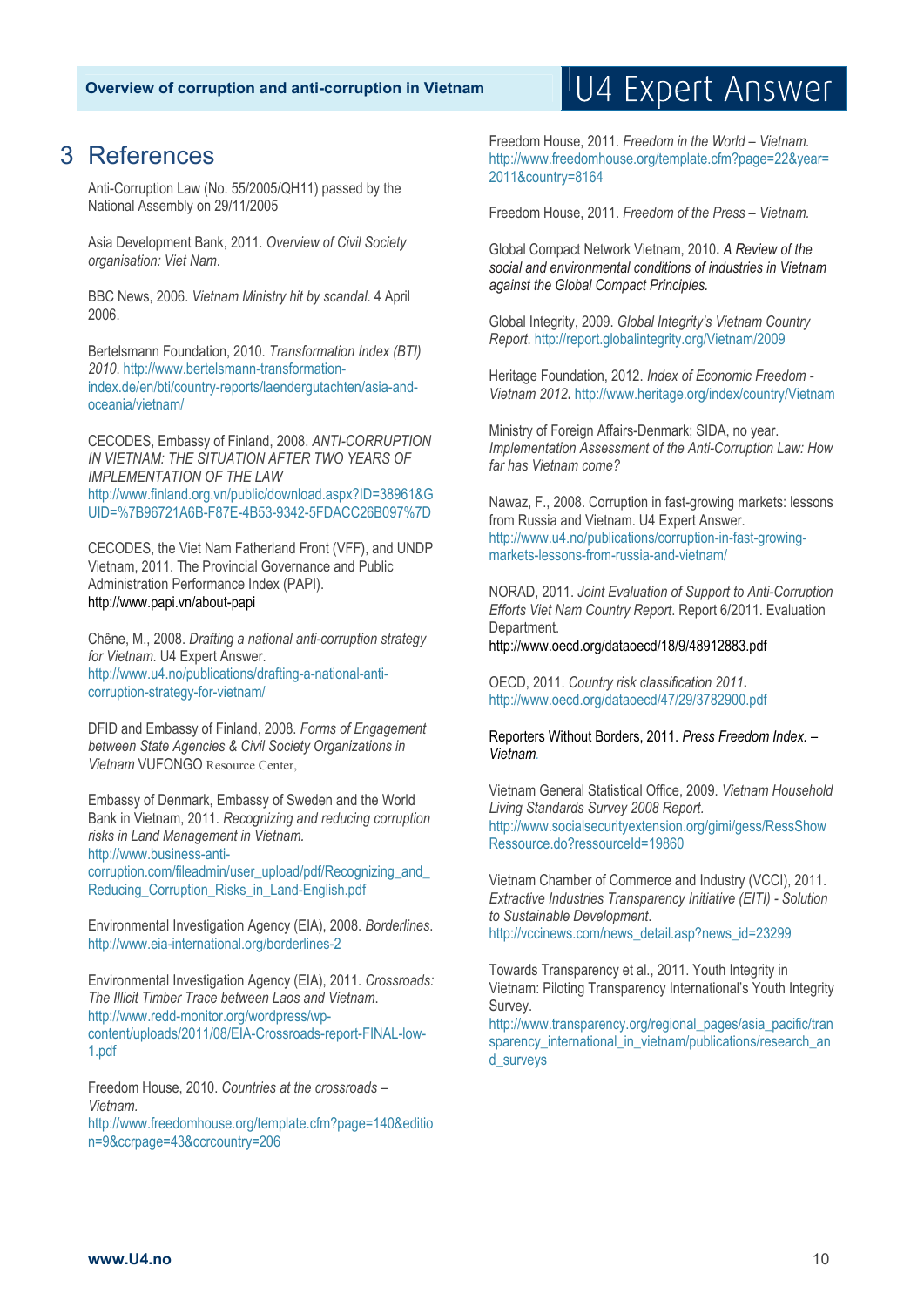# 3 References

Anti-Corruption Law (No. 55/2005/QH11) passed by the National Assembly on 29/11/2005

Asia Development Bank, 2011. *Overview of Civil Society organisation: Viet Nam.*

BBC News, 2006. *Vietnam Ministry hit by scandal*. 4 April 2006.

Bertelsmann Foundation, 2010. *Transformation Index (BTI) 2010*. http://www.bertelsmann-transformation-index.de/en/bti/country-reports/laendergutachten/asia-and-oceania/vietnam/

CECODES, Embassy of Finland, 2008. *ANTI-CORRUPTION IN VIETNAM: THE SITUATION AFTER TWO YEARS OF IMPLEMENTATION OF THE LAW* http://www.finland.org.vn/public/download.aspx?ID=38961&GUID=%7B96721A6B-F87E-4B53-9342-5FDACC26B097%7D

CECODES, the Viet Nam Fatherland Front (VFF), and UNDP Vietnam, 2011. The Provincial Governance and Public Administration Performance Index (PAPI). http://www.papi.vn/about-papi

Chêne, M., 2008. *Drafting a national anti-corruption strategy for Vietnam*. U4 Expert Answer. http://www.u4.no/publications/drafting-a-national-anti-corruption-strategy-for-vietnam/

DFID and Embassy of Finland, 2008. *Forms of Engagement between State Agencies & Civil Society Organizations in Vietnam* VUFONGO Resource Center,

Embassy of Denmark, Embassy of Sweden and the World Bank in Vietnam, 2011. *Recognizing and reducing corruption risks in Land Management in Vietnam.* http://www.business-anti-corruption.com/fileadmin/user_upload/pdf/Recognizing_and_Reducing_Corruption_Risks_in_Land-English.pdf

Environmental Investigation Agency (EIA), 2008. *Borderlines.* http://www.eia-international.org/borderlines-2

Environmental Investigation Agency (EIA), 2011. *Crossroads: The Illicit Timber Trace between Laos and Vietnam.* http://www.redd-monitor.org/wordpress/wp-content/uploads/2011/08/EIA-Crossroads-report-FINAL-low-1.pdf

Freedom House, 2010. *Countries at the crossroads – Vietnam.* http://www.freedomhouse.org/template.cfm?page=140&edition=9&ccrpage=43&ccrcountry=206

Freedom House, 2011. *Freedom in the World – Vietnam.* http://www.freedomhouse.org/template.cfm?page=22&year=2011&country=8164

Freedom House, 2011. *Freedom of the Press – Vietnam.*

Global Compact Network Vietnam, 2010**.** *A Review of the social and environmental conditions of industries in Vietnam against the Global Compact Principles.*

Global Integrity, 2009. *Global Integrity's Vietnam Country Report*. http://report.globalintegrity.org/Vietnam/2009

Heritage Foundation, 2012. *Index of Economic Freedom - Vietnam 2012***.** http://www.heritage.org/index/country/Vietnam

Ministry of Foreign Affairs-Denmark; SIDA, no year. *Implementation Assessment of the Anti-Corruption Law: How far has Vietnam come?*

Nawaz, F., 2008. Corruption in fast-growing markets: lessons from Russia and Vietnam. U4 Expert Answer. http://www.u4.no/publications/corruption-in-fast-growing-markets-lessons-from-russia-and-vietnam/

NORAD, 2011. *Joint Evaluation of Support to Anti-Corruption Efforts Viet Nam Country Report*. Report 6/2011. Evaluation Department. http://www.oecd.org/dataoecd/18/9/48912883.pdf

OECD, 2011. *Country risk classification 2011***.** http://www.oecd.org/dataoecd/47/29/3782900.pdf

Reporters Without Borders, 2011. *Press Freedom Index. – Vietnam.*

Vietnam General Statistical Office, 2009. *Vietnam Household Living Standards Survey 2008 Report.* http://www.socialsecurityextension.org/gimi/gess/RessShowRessource.do?ressourceId=19860

Vietnam Chamber of Commerce and Industry (VCCI), 2011. *Extractive Industries Transparency Initiative (EITI) - Solution to Sustainable Development.* http://vccinews.com/news_detail.asp?news_id=23299

Towards Transparency et al., 2011. Youth Integrity in Vietnam: Piloting Transparency International's Youth Integrity Survey. http://www.transparency.org/regional_pages/asia_pacific/transparency_international_in_vietnam/publications/research_and_surveys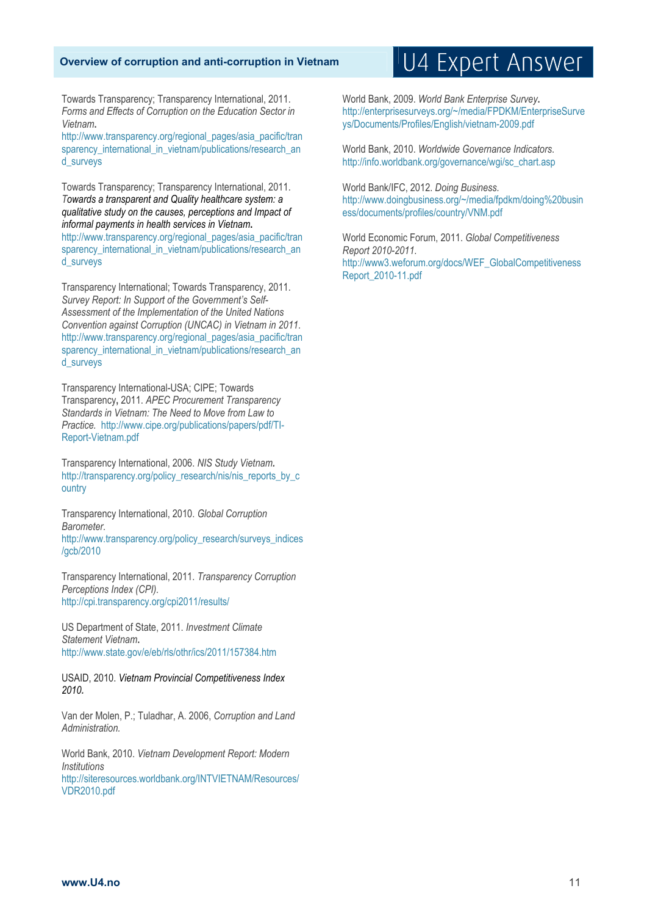Towards Transparency; Transparency International, 2011. *Forms and Effects of Corruption on the Education Sector in Vietnam*. http://www.transparency.org/regional_pages/asia_pacific/transparency_international_in_vietnam/publications/research_and_surveys

Towards Transparency; Transparency International, 2011. *Towards a transparent and Quality healthcare system: a qualitative study on the causes, perceptions and Impact of informal payments in health services in Vietnam*. http://www.transparency.org/regional_pages/asia_pacific/transparency_international_in_vietnam/publications/research_and_surveys

Transparency International; Towards Transparency, 2011. *Survey Report: In Support of the Government's Self-Assessment of the Implementation of the United Nations Convention against Corruption (UNCAC) in Vietnam in 2011.* http://www.transparency.org/regional_pages/asia_pacific/transparency_international_in_vietnam/publications/research_and_surveys

Transparency International-USA; CIPE; Towards Transparency, 2011. *APEC Procurement Transparency Standards in Vietnam: The Need to Move from Law to Practice.* http://www.cipe.org/publications/papers/pdf/TI-Report-Vietnam.pdf

Transparency International, 2006. *NIS Study Vietnam*. http://transparency.org/policy_research/nis/nis_reports_by_country

Transparency International, 2010. *Global Corruption Barometer.* http://www.transparency.org/policy_research/surveys_indices/gcb/2010

Transparency International, 2011. *Transparency Corruption Perceptions Index (CPI).* http://cpi.transparency.org/cpi2011/results/

US Department of State, 2011. *Investment Climate Statement Vietnam*. http://www.state.gov/e/eb/rls/othr/ics/2011/157384.htm

USAID, 2010. *Vietnam Provincial Competitiveness Index 2010.*

Van der Molen, P.; Tuladhar, A. 2006, *Corruption and Land Administration.*

World Bank, 2010. *Vietnam Development Report: Modern Institutions* http://siteresources.worldbank.org/INTVIETNAM/Resources/VDR2010.pdf

World Bank, 2009. *World Bank Enterprise Survey*. http://enterprisesurveys.org/~/media/FPDKM/EnterpriseSurveys/Documents/Profiles/English/vietnam-2009.pdf

World Bank, 2010. *Worldwide Governance Indicators.* http://info.worldbank.org/governance/wgi/sc_chart.asp

World Bank/IFC, 2012. *Doing Business.* http://www.doingbusiness.org/~/media/fpdkm/doing%20business/documents/profiles/country/VNM.pdf

World Economic Forum, 2011. *Global Competitiveness Report 2010-2011.* http://www3.weforum.org/docs/WEF_GlobalCompetitivenessReport_2010-11.pdf